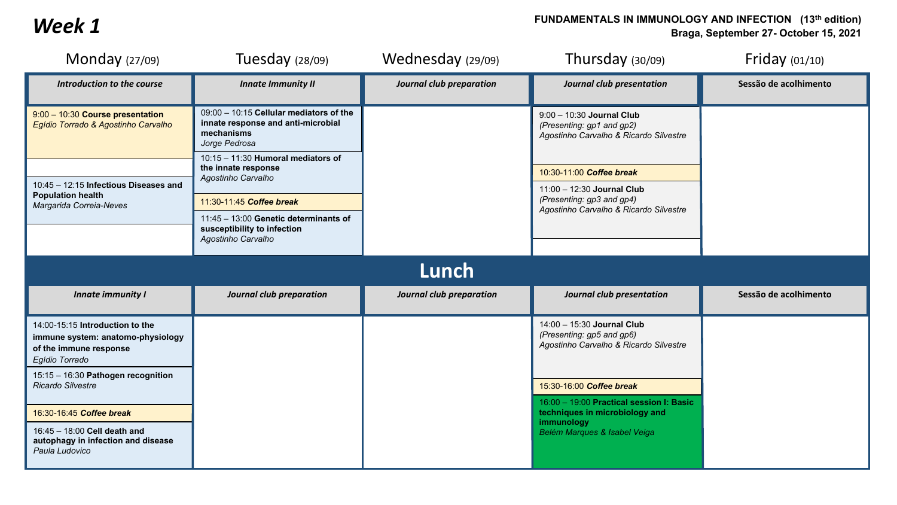# Week 1

**FUNDAMENTALS IN IMMUNOLOGY AND INFECTION (13th edition)**
**Braga, September 27- October 15, 2021**

| Monday (27/09) | Tuesday (28/09) | Wednesday (29/09) | Thursday (30/09) | Friday (01/10) |
|---|---|---|---|---|
| ***Introduction to the course*** | ***Innate Immunity II*** | ***Journal club preparation*** | ***Journal club presentation*** | **Sessão de acolhimento** |
| 9:00 – 10:30 **Course presentation** *Egídio Torrado & Agostinho Carvalho* | 09:00 – 10:15 **Cellular mediators of the innate response and anti-microbial mechanisms** *Jorge Pedrosa* | | 9:00 – 10:30 **Journal Club** *(Presenting: gp1 and gp2)* *Agostinho Carvalho & Ricardo Silvestre* | |
| 10:45 – 12:15 **Infectious Diseases and Population health** *Margarida Correia-Neves* | 10:15 – 11:30 **Humoral mediators of the innate response** *Agostinho Carvalho* | | 10:30-11:00 ***Coffee break*** | |
| | 11:30-11:45 ***Coffee break*** | | 11:00 – 12:30 **Journal Club** *(Presenting: gp3 and gp4)* *Agostinho Carvalho & Ricardo Silvestre* | |
| | 11:45 – 13:00 **Genetic determinants of susceptibility to infection** *Agostinho Carvalho* | | | |
| **Lunch** | | | | |
| ***Innate immunity I*** | ***Journal club preparation*** | ***Journal club preparation*** | ***Journal club presentation*** | **Sessão de acolhimento** |
| 14:00-15:15 **Introduction to the immune system: anatomo-physiology of the immune response** *Egídio Torrado* | | | 14:00 – 15:30 **Journal Club** *(Presenting: gp5 and gp6)* *Agostinho Carvalho & Ricardo Silvestre* | |
| 15:15 – 16:30 **Pathogen recognition** *Ricardo Silvestre* | | | 15:30-16:00 ***Coffee break*** | |
| 16:30-16:45 ***Coffee break*** | | | 16:00 – 19:00 **Practical session I: Basic techniques in microbiology and immunology** *Belém Marques & Isabel Veiga* | |
| 16:45 – 18:00 **Cell death and autophagy in infection and disease** *Paula Ludovico* | | | | |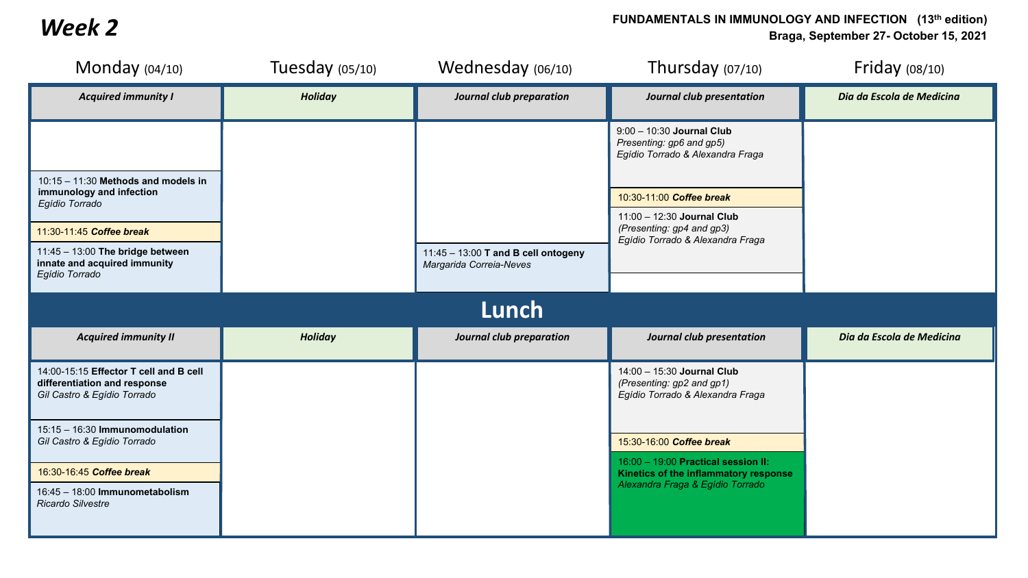# Week 2

**FUNDAMENTALS IN IMMUNOLOGY AND INFECTION (13th edition)**
**Braga, September 27- October 15, 2021**

| Monday (04/10) | Tuesday (05/10) | Wednesday (06/10) | Thursday (07/10) | Friday (08/10) |
|---|---|---|---|---|
| ***Acquired immunity I*** | ***Holiday*** | ***Journal club preparation*** | ***Journal club presentation*** | ***Dia da Escola de Medicina*** |
| 10:15 – 11:30 **Methods and models in immunology and infection** *Egídio Torrado* | | | 9:00 – 10:30 **Journal Club** *Presenting: gp6 and gp5)* *Egídio Torrado & Alexandra Fraga* | |
| 11:30-11:45 ***Coffee break*** | | | 10:30-11:00 ***Coffee break*** | |
| 11:45 – 13:00 **The bridge between innate and acquired immunity** *Egídio Torrado* | | 11:45 – 13:00 **T and B cell ontogeny** *Margarida Correia-Neves* | 11:00 – 12:30 **Journal Club** *(Presenting: gp4 and gp3)* *Egídio Torrado & Alexandra Fraga* | |
| **Lunch** | | | | |
| ***Acquired immunity II*** | ***Holiday*** | ***Journal club preparation*** | ***Journal club presentation*** | ***Dia da Escola de Medicina*** |
| 14:00-15:15 **Effector T cell and B cell differentiation and response** *Gil Castro & Egídio Torrado* | | | 14:00 – 15:30 **Journal Club** *(Presenting: gp2 and gp1)* *Egídio Torrado & Alexandra Fraga* | |
| 15:15 – 16:30 **Immunomodulation** *Gil Castro & Egídio Torrado* | | | 15:30-16:00 ***Coffee break*** | |
| 16:30-16:45 ***Coffee break*** | | | 16:00 – 19:00 **Practical session II: Kinetics of the inflammatory response** *Alexandra Fraga & Egídio Torrado* | |
| 16:45 – 18:00 **Immunometabolism** *Ricardo Silvestre* | | | | |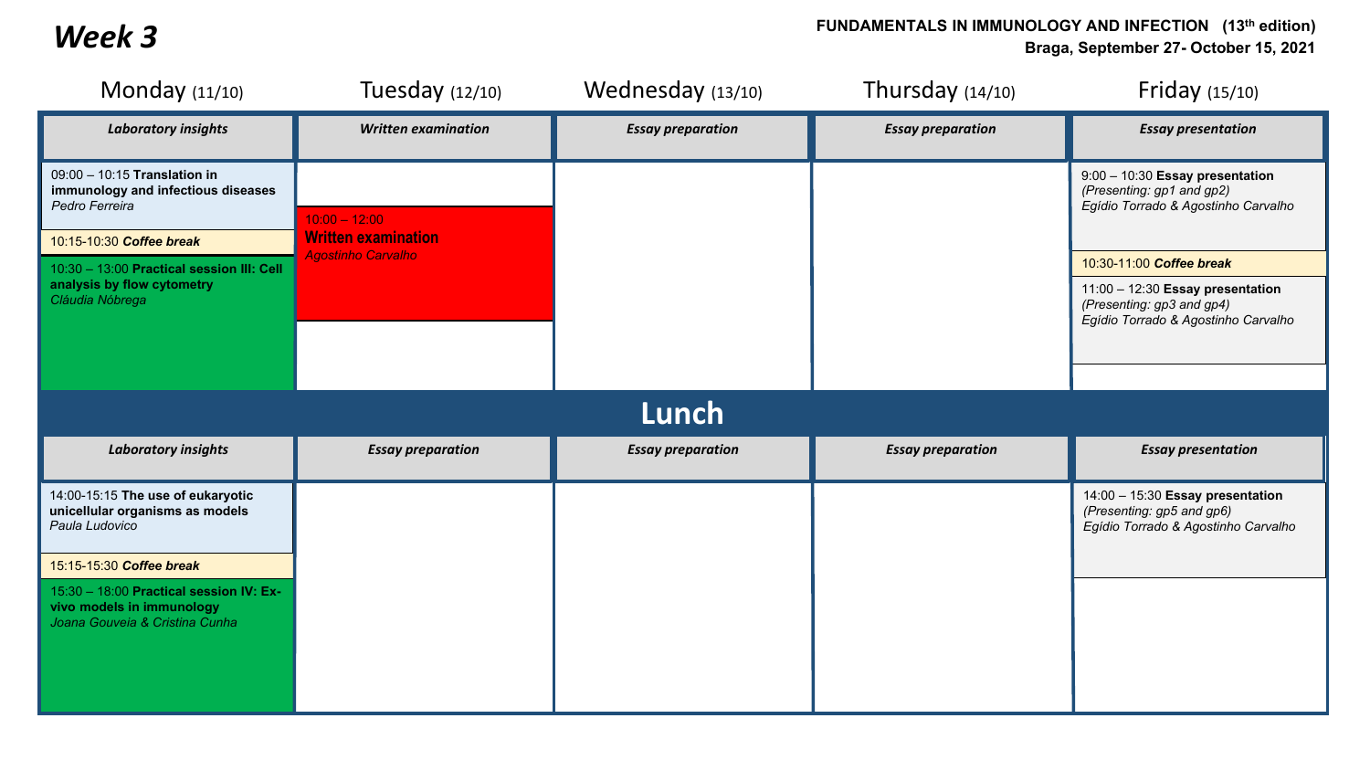# Week 3

**FUNDAMENTALS IN IMMUNOLOGY AND INFECTION (13th edition)**
**Braga, September 27- October 15, 2021**

| Monday (11/10) | Tuesday (12/10) | Wednesday (13/10) | Thursday (14/10) | Friday (15/10) |
|---|---|---|---|---|
| ***Laboratory insights*** | ***Written examination*** | ***Essay preparation*** | ***Essay preparation*** | ***Essay presentation*** |
| 09:00 – 10:15 **Translation in immunology and infectious diseases** *Pedro Ferreira* | 10:00 – 12:00 **Written examination** *Agostinho Carvalho* | | | 9:00 – 10:30 **Essay presentation** *(Presenting: gp1 and gp2)* *Egídio Torrado & Agostinho Carvalho* |
| 10:15-10:30 ***Coffee break*** | | | | 10:30-11:00 ***Coffee break*** |
| 10:30 – 13:00 **Practical session III: Cell analysis by flow cytometry** *Cláudia Nóbrega* | | | | 11:00 – 12:30 **Essay presentation** *(Presenting: gp3 and gp4)* *Egídio Torrado & Agostinho Carvalho* |
| **Lunch** | | | | |
| ***Laboratory insights*** | ***Essay preparation*** | ***Essay preparation*** | ***Essay preparation*** | ***Essay presentation*** |
| 14:00-15:15 **The use of eukaryotic unicellular organisms as models** *Paula Ludovico* | | | | 14:00 – 15:30 **Essay presentation** *(Presenting: gp5 and gp6)* *Egídio Torrado & Agostinho Carvalho* |
| 15:15-15:30 ***Coffee break*** | | | | |
| 15:30 – 18:00 **Practical session IV: Ex-vivo models in immunology** *Joana Gouveia & Cristina Cunha* | | | | |